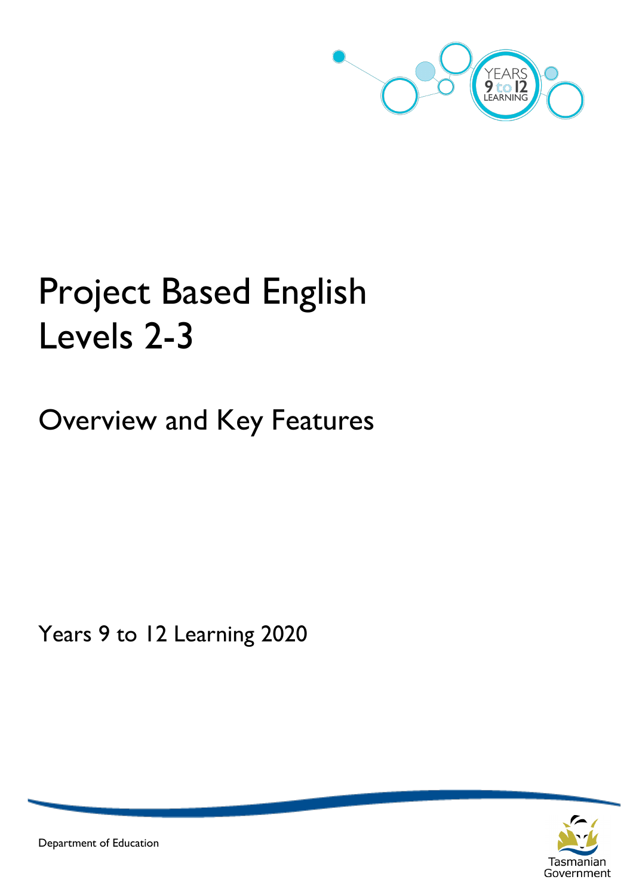# Project Based English Levels 2-3

## Overview and Key Features

Years 9 to 12 Learning 2020

Department of Education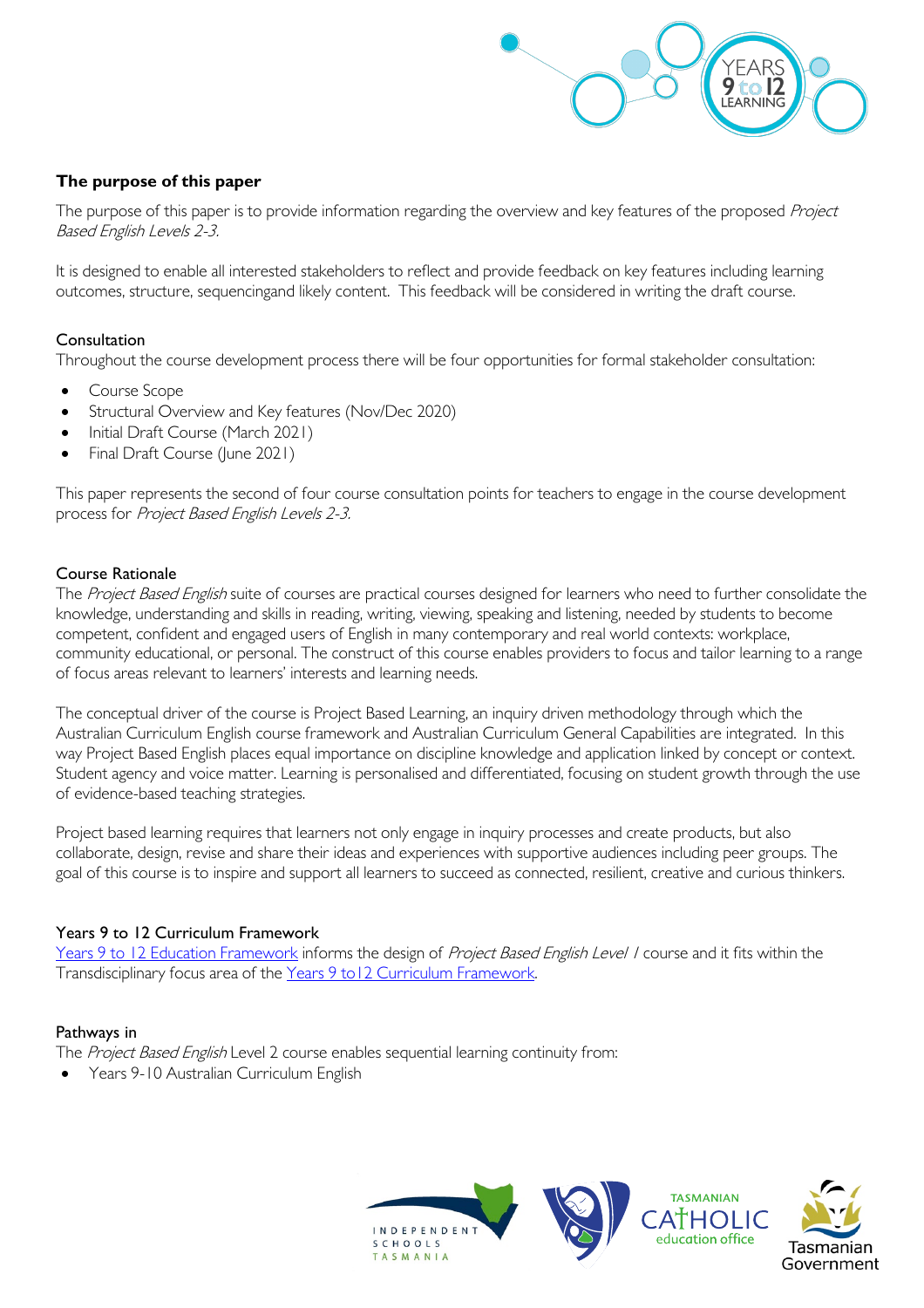## The purpose of this paper

The purpose of this paper is to provide information regarding the overview and key features of the proposed *Project Based English Levels 2-3.*

It is designed to enable all interested stakeholders to reflect and provide feedback on key features including learning outcomes, structure, sequencingand likely content. This feedback will be considered in writing the draft course.

### Consultation

Throughout the course development process there will be four opportunities for formal stakeholder consultation:

- Course Scope
- Structural Overview and Key features (Nov/Dec 2020)
- Initial Draft Course (March 2021)
- Final Draft Course (June 2021)

This paper represents the second of four course consultation points for teachers to engage in the course development process for *Project Based English Levels 2-3.*

### Course Rationale

The *Project Based English* suite of courses are practical courses designed for learners who need to further consolidate the knowledge, understanding and skills in reading, writing, viewing, speaking and listening, needed by students to become competent, confident and engaged users of English in many contemporary and real world contexts: workplace, community educational, or personal. The construct of this course enables providers to focus and tailor learning to a range of focus areas relevant to learners' interests and learning needs.

The conceptual driver of the course is Project Based Learning, an inquiry driven methodology through which the Australian Curriculum English course framework and Australian Curriculum General Capabilities are integrated. In this way Project Based English places equal importance on discipline knowledge and application linked by concept or context. Student agency and voice matter. Learning is personalised and differentiated, focusing on student growth through the use of evidence-based teaching strategies.

Project based learning requires that learners not only engage in inquiry processes and create products, but also collaborate, design, revise and share their ideas and experiences with supportive audiences including peer groups. The goal of this course is to inspire and support all learners to succeed as connected, resilient, creative and curious thinkers.

### Years 9 to 12 Curriculum Framework

Years 9 to 12 Education Framework informs the design of *Project Based English Level 1* course and it fits within the Transdisciplinary focus area of the Years 9 to12 Curriculum Framework.

### Pathways in

The *Project Based English* Level 2 course enables sequential learning continuity from:

- Years 9-10 Australian Curriculum English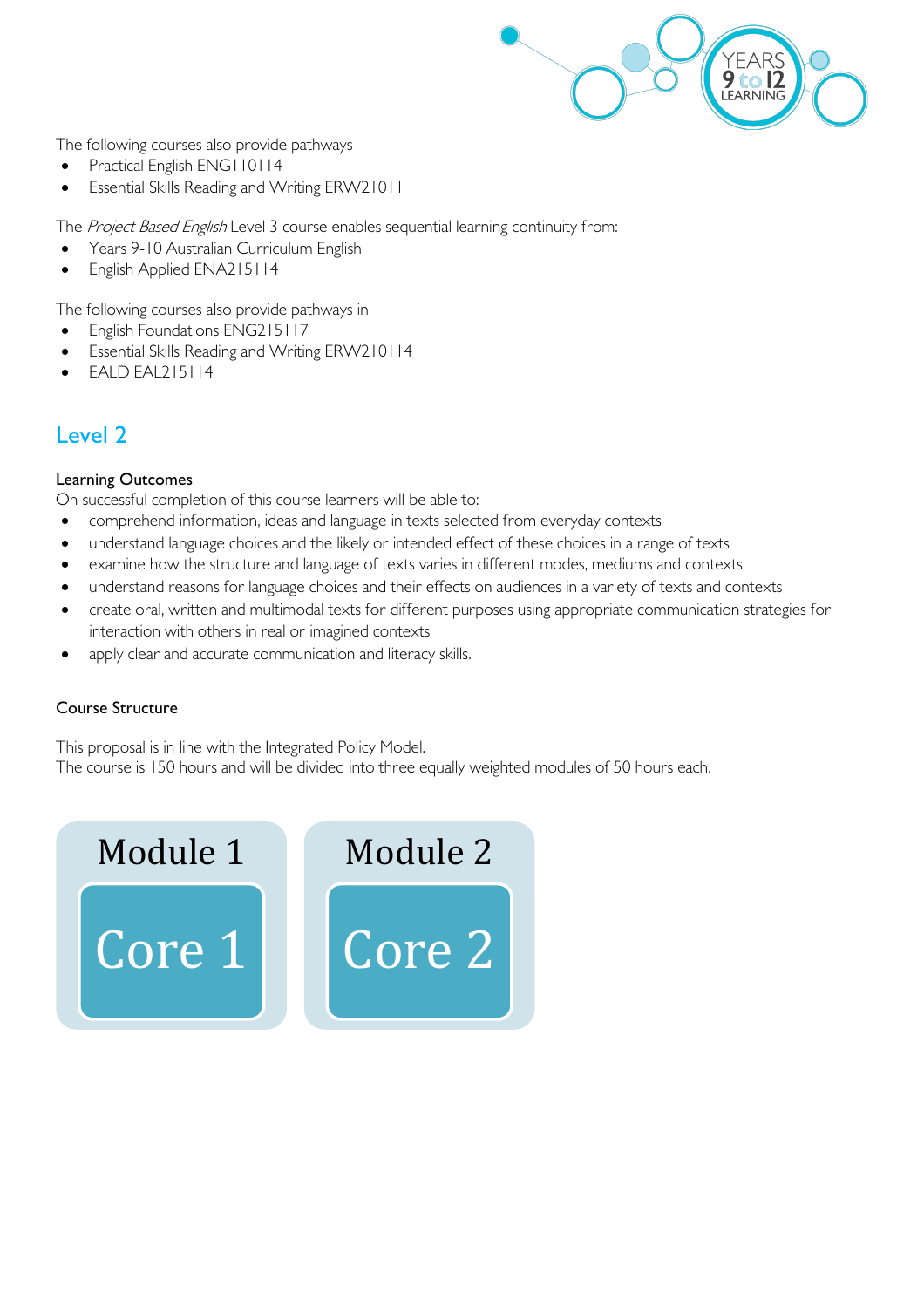The following courses also provide pathways

- Practical English ENG110114
- Essential Skills Reading and Writing ERW21011

The *Project Based English* Level 3 course enables sequential learning continuity from:

- Years 9-10 Australian Curriculum English
- English Applied ENA215114

The following courses also provide pathways in

- English Foundations ENG215117
- Essential Skills Reading and Writing ERW210114
- EALD EAL215114

## Level 2

### Learning Outcomes

On successful completion of this course learners will be able to:

- comprehend information, ideas and language in texts selected from everyday contexts
- understand language choices and the likely or intended effect of these choices in a range of texts
- examine how the structure and language of texts varies in different modes, mediums and contexts
- understand reasons for language choices and their effects on audiences in a variety of texts and contexts
- create oral, written and multimodal texts for different purposes using appropriate communication strategies for interaction with others in real or imagined contexts
- apply clear and accurate communication and literacy skills.

### Course Structure

This proposal is in line with the Integrated Policy Model.
The course is 150 hours and will be divided into three equally weighted modules of 50 hours each.

| Module 1 | Module 2 |
| --- | --- |
| Core 1 | Core 2 |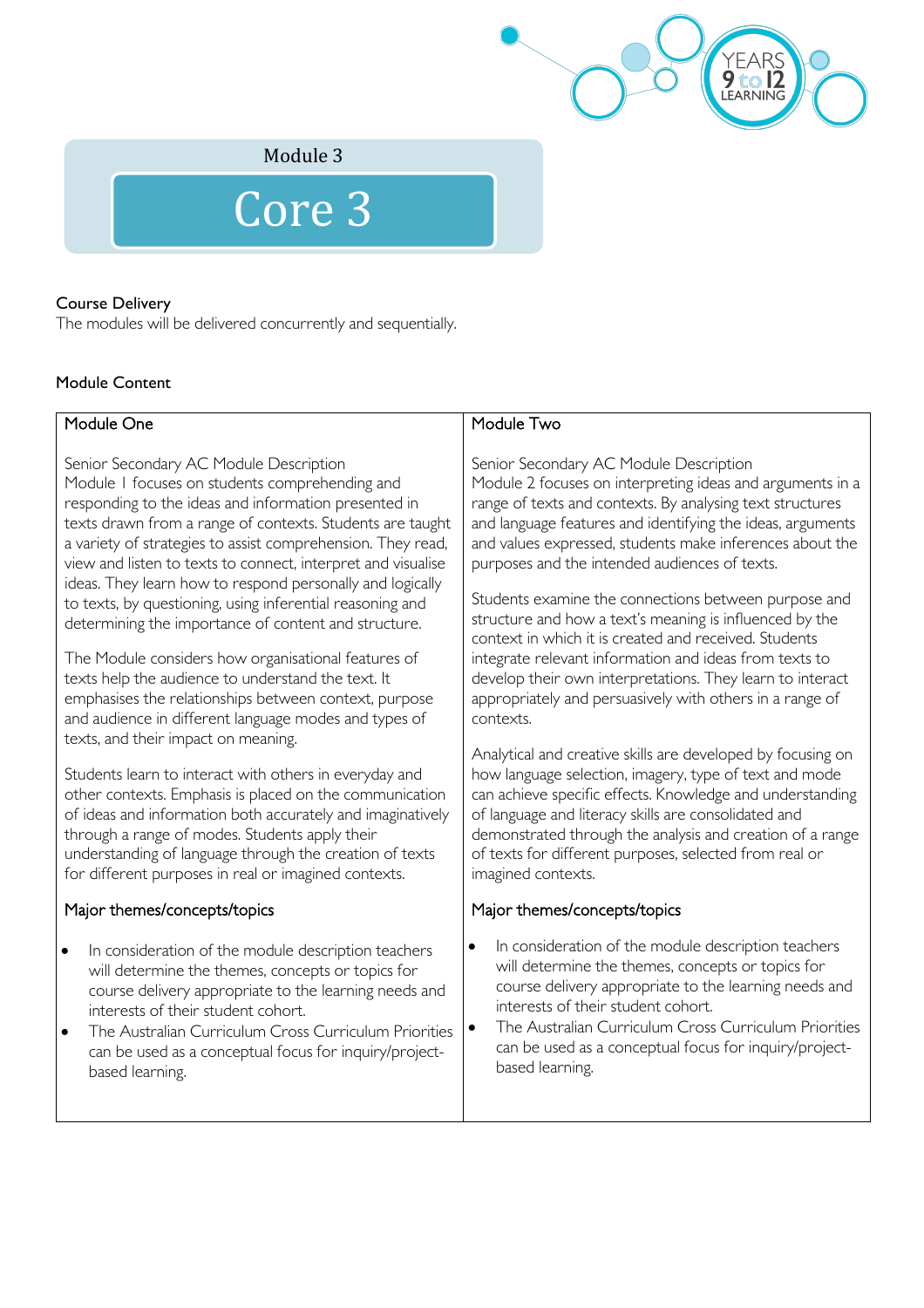Module 3

# Core 3

**Course Delivery**

The modules will be delivered concurrently and sequentially.

**Module Content**

| Module One | Module Two |
|---|---|
| Senior Secondary AC Module Description<br>Module 1 focuses on students comprehending and responding to the ideas and information presented in texts drawn from a range of contexts. Students are taught a variety of strategies to assist comprehension. They read, view and listen to texts to connect, interpret and visualise ideas. They learn how to respond personally and logically to texts, by questioning, using inferential reasoning and determining the importance of content and structure.<br><br>The Module considers how organisational features of texts help the audience to understand the text. It emphasises the relationships between context, purpose and audience in different language modes and types of texts, and their impact on meaning.<br><br>Students learn to interact with others in everyday and other contexts. Emphasis is placed on the communication of ideas and information both accurately and imaginatively through a range of modes. Students apply their understanding of language through the creation of texts for different purposes in real or imagined contexts.<br><br>Major themes/concepts/topics<br><br>• In consideration of the module description teachers will determine the themes, concepts or topics for course delivery appropriate to the learning needs and interests of their student cohort.<br>• The Australian Curriculum Cross Curriculum Priorities can be used as a conceptual focus for inquiry/project-based learning. | Senior Secondary AC Module Description<br>Module 2 focuses on interpreting ideas and arguments in a range of texts and contexts. By analysing text structures and language features and identifying the ideas, arguments and values expressed, students make inferences about the purposes and the intended audiences of texts.<br><br>Students examine the connections between purpose and structure and how a text's meaning is influenced by the context in which it is created and received. Students integrate relevant information and ideas from texts to develop their own interpretations. They learn to interact appropriately and persuasively with others in a range of contexts.<br><br>Analytical and creative skills are developed by focusing on how language selection, imagery, type of text and mode can achieve specific effects. Knowledge and understanding of language and literacy skills are consolidated and demonstrated through the analysis and creation of a range of texts for different purposes, selected from real or imagined contexts.<br><br>Major themes/concepts/topics<br><br>• In consideration of the module description teachers will determine the themes, concepts or topics for course delivery appropriate to the learning needs and interests of their student cohort.<br>• The Australian Curriculum Cross Curriculum Priorities can be used as a conceptual focus for inquiry/project-based learning. |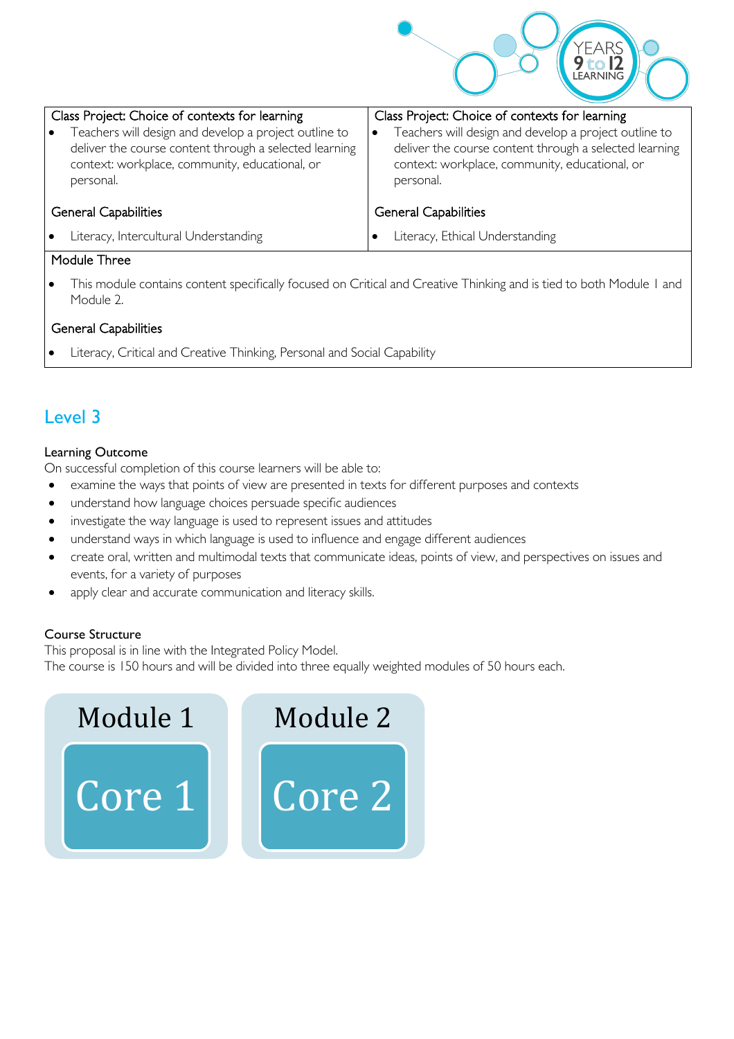| Class Project: Choice of contexts for learning | Class Project: Choice of contexts for learning |
|---|---|
| • Teachers will design and develop a project outline to deliver the course content through a selected learning context: workplace, community, educational, or personal. | • Teachers will design and develop a project outline to deliver the course content through a selected learning context: workplace, community, educational, or personal. |
| General Capabilities | General Capabilities |
| • Literacy, Intercultural Understanding | • Literacy, Ethical Understanding |
| Module Three | |
| • This module contains content specifically focused on Critical and Creative Thinking and is tied to both Module 1 and Module 2. | |
| General Capabilities | |
| • Literacy, Critical and Creative Thinking, Personal and Social Capability | |

## Level 3

### Learning Outcome

On successful completion of this course learners will be able to:

- examine the ways that points of view are presented in texts for different purposes and contexts
- understand how language choices persuade specific audiences
- investigate the way language is used to represent issues and attitudes
- understand ways in which language is used to influence and engage different audiences
- create oral, written and multimodal texts that communicate ideas, points of view, and perspectives on issues and events, for a variety of purposes
- apply clear and accurate communication and literacy skills.

### Course Structure

This proposal is in line with the Integrated Policy Model.
The course is 150 hours and will be divided into three equally weighted modules of 50 hours each.

| Module 1 | Module 2 |
|---|---|
| Core 1 | Core 2 |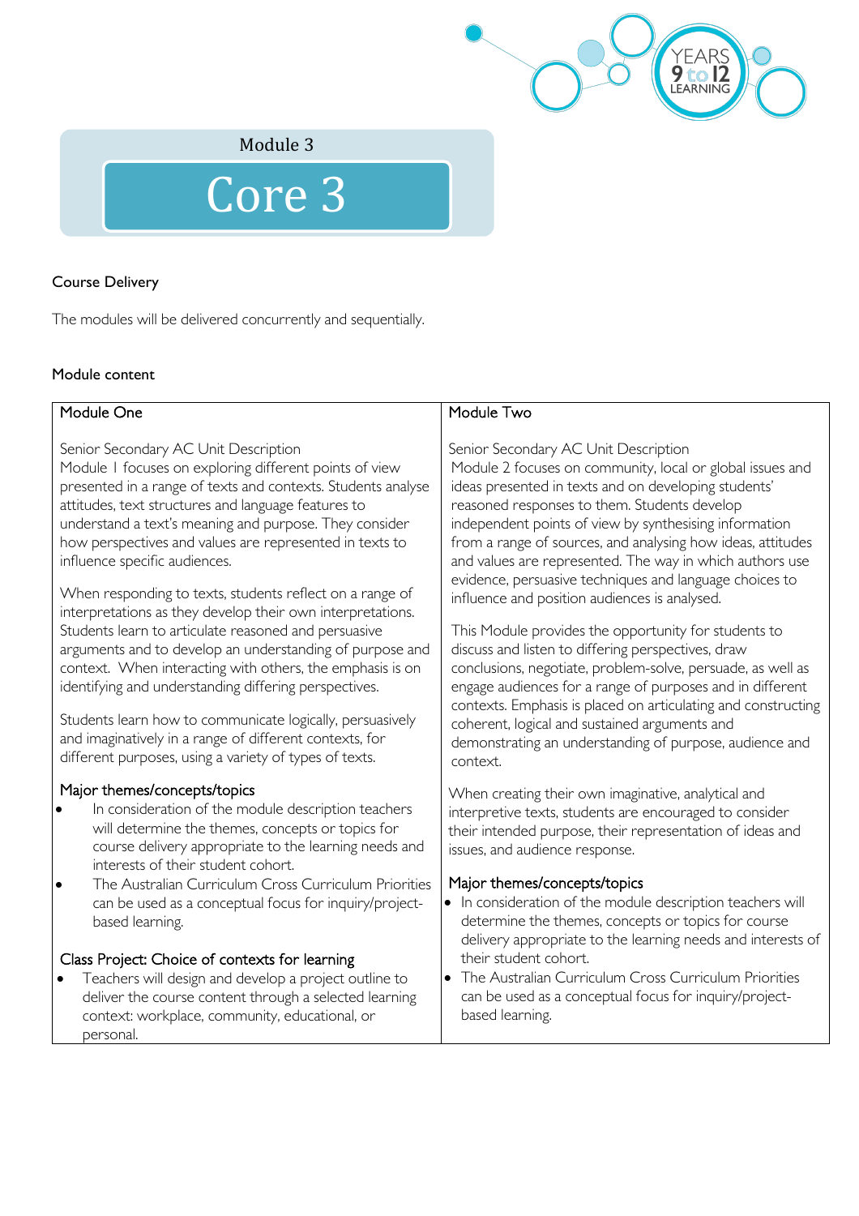Module 3

# Core 3

## Course Delivery

The modules will be delivered concurrently and sequentially.

## Module content

| Module One | Module Two |
| --- | --- |
| Senior Secondary AC Unit Description<br>Module 1 focuses on exploring different points of view presented in a range of texts and contexts. Students analyse attitudes, text structures and language features to understand a text's meaning and purpose. They consider how perspectives and values are represented in texts to influence specific audiences.<br><br>When responding to texts, students reflect on a range of interpretations as they develop their own interpretations. Students learn to articulate reasoned and persuasive arguments and to develop an understanding of purpose and context. When interacting with others, the emphasis is on identifying and understanding differing perspectives.<br><br>Students learn how to communicate logically, persuasively and imaginatively in a range of different contexts, for different purposes, using a variety of types of texts.<br><br>Major themes/concepts/topics<br>• In consideration of the module description teachers will determine the themes, concepts or topics for course delivery appropriate to the learning needs and interests of their student cohort.<br>• The Australian Curriculum Cross Curriculum Priorities can be used as a conceptual focus for inquiry/project-based learning.<br><br>Class Project: Choice of contexts for learning<br>• Teachers will design and develop a project outline to deliver the course content through a selected learning context: workplace, community, educational, or personal. | Senior Secondary AC Unit Description<br>Module 2 focuses on community, local or global issues and ideas presented in texts and on developing students' reasoned responses to them. Students develop independent points of view by synthesising information from a range of sources, and analysing how ideas, attitudes and values are represented. The way in which authors use evidence, persuasive techniques and language choices to influence and position audiences is analysed.<br><br>This Module provides the opportunity for students to discuss and listen to differing perspectives, draw conclusions, negotiate, problem-solve, persuade, as well as engage audiences for a range of purposes and in different contexts. Emphasis is placed on articulating and constructing coherent, logical and sustained arguments and demonstrating an understanding of purpose, audience and context.<br><br>When creating their own imaginative, analytical and interpretive texts, students are encouraged to consider their intended purpose, their representation of ideas and issues, and audience response.<br><br>Major themes/concepts/topics<br>• In consideration of the module description teachers will determine the themes, concepts or topics for course delivery appropriate to the learning needs and interests of their student cohort.<br>• The Australian Curriculum Cross Curriculum Priorities can be used as a conceptual focus for inquiry/project-based learning. |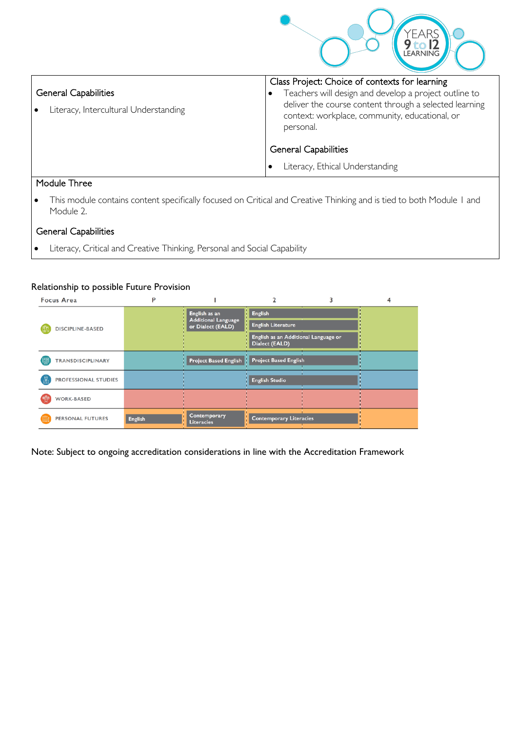| | |
|---|---|
| General Capabilities<br>• Literacy, Intercultural Understanding | Class Project: Choice of contexts for learning<br>• Teachers will design and develop a project outline to deliver the course content through a selected learning context: workplace, community, educational, or personal.<br><br>General Capabilities<br>• Literacy, Ethical Understanding |
| Module Three<br>• This module contains content specifically focused on Critical and Creative Thinking and is tied to both Module 1 and Module 2.<br><br>General Capabilities<br>• Literacy, Critical and Creative Thinking, Personal and Social Capability | |

Relationship to possible Future Provision

Focus Area

P

1

2

3

4

DISCIPLINE-BASED

English as an Additional Language or Dialect (EALD)

English

English Literature

English as an Additional Language or Dialect (EALD)

TRANSDISCIPLINARY

Project Based English

Project Based English

PROFESSIONAL STUDIES

English Studio

WORK-BASED

PERSONAL FUTURES

English

Contemporary Literacies

Contemporary Literacies

Note: Subject to ongoing accreditation considerations in line with the Accreditation Framework